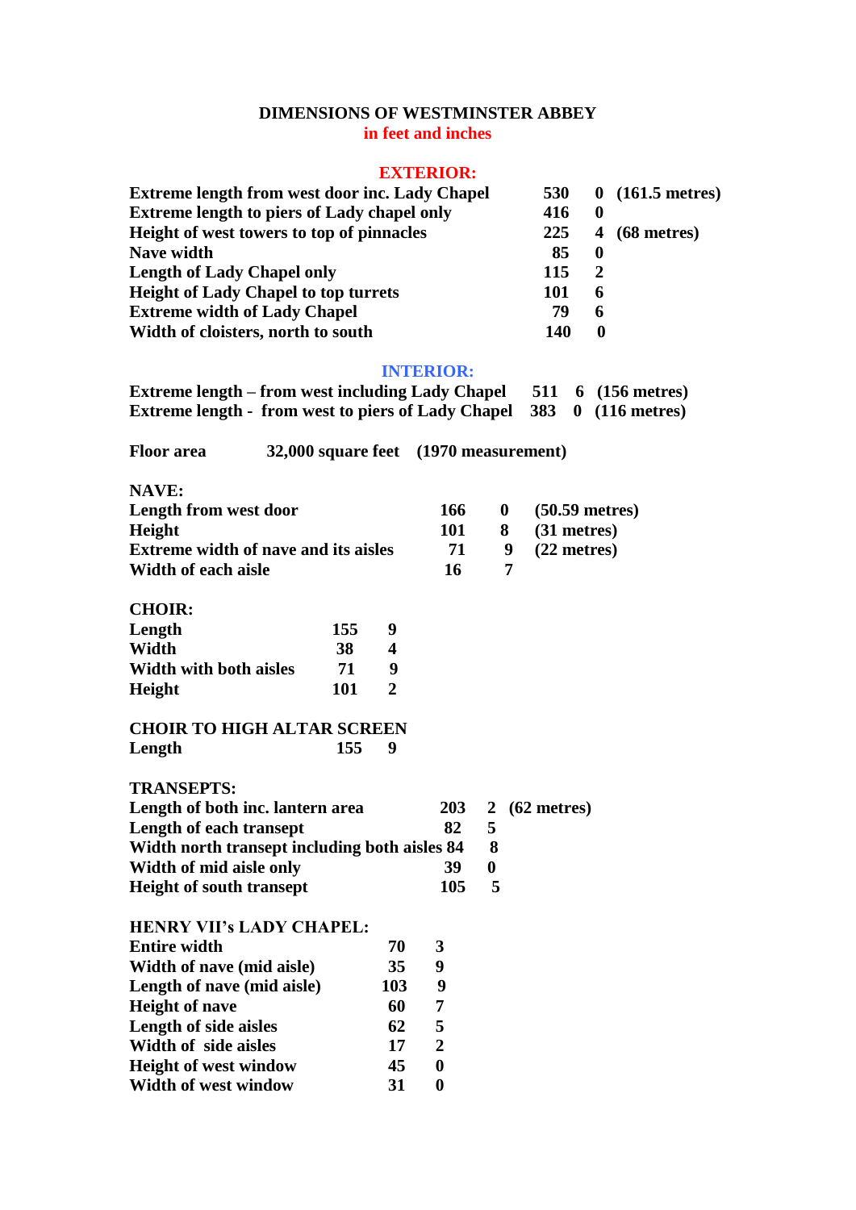# DIMENSIONS OF WESTMINSTER ABBEY

**in feet and inches**

## EXTERIOR:

| | | | |
|---|---|---|---|
| Extreme length from west door inc. Lady Chapel | 530 | 0 | (161.5 metres) |
| Extreme length to piers of Lady chapel only | 416 | 0 | |
| Height of west towers to top of pinnacles | 225 | 4 | (68 metres) |
| Nave width | 85 | 0 | |
| Length of Lady Chapel only | 115 | 2 | |
| Height of Lady Chapel to top turrets | 101 | 6 | |
| Extreme width of Lady Chapel | 79 | 6 | |
| Width of cloisters, north to south | 140 | 0 | |

## INTERIOR:

| | | | |
|---|---|---|---|
| Extreme length – from west including Lady Chapel | 511 | 6 | (156 metres) |
| Extreme length - from west to piers of Lady Chapel | 383 | 0 | (116 metres) |

**Floor area** 32,000 square feet (1970 measurement)

### NAVE:

| | | | |
|---|---|---|---|
| Length from west door | 166 | 0 | (50.59 metres) |
| Height | 101 | 8 | (31 metres) |
| Extreme width of nave and its aisles | 71 | 9 | (22 metres) |
| Width of each aisle | 16 | 7 | |

### CHOIR:

| | | |
|---|---|---|
| Length | 155 | 9 |
| Width | 38 | 4 |
| Width with both aisles | 71 | 9 |
| Height | 101 | 2 |

### CHOIR TO HIGH ALTAR SCREEN

| | | |
|---|---|---|
| Length | 155 | 9 |

### TRANSEPTS:

| | | | |
|---|---|---|---|
| Length of both inc. lantern area | 203 | 2 | (62 metres) |
| Length of each transept | 82 | 5 | |
| Width north transept including both aisles | 84 | 8 | |
| Width of mid aisle only | 39 | 0 | |
| Height of south transept | 105 | 5 | |

### HENRY VII's LADY CHAPEL:

| | | |
|---|---|---|
| Entire width | 70 | 3 |
| Width of nave (mid aisle) | 35 | 9 |
| Length of nave (mid aisle) | 103 | 9 |
| Height of nave | 60 | 7 |
| Length of side aisles | 62 | 5 |
| Width of side aisles | 17 | 2 |
| Height of west window | 45 | 0 |
| Width of west window | 31 | 0 |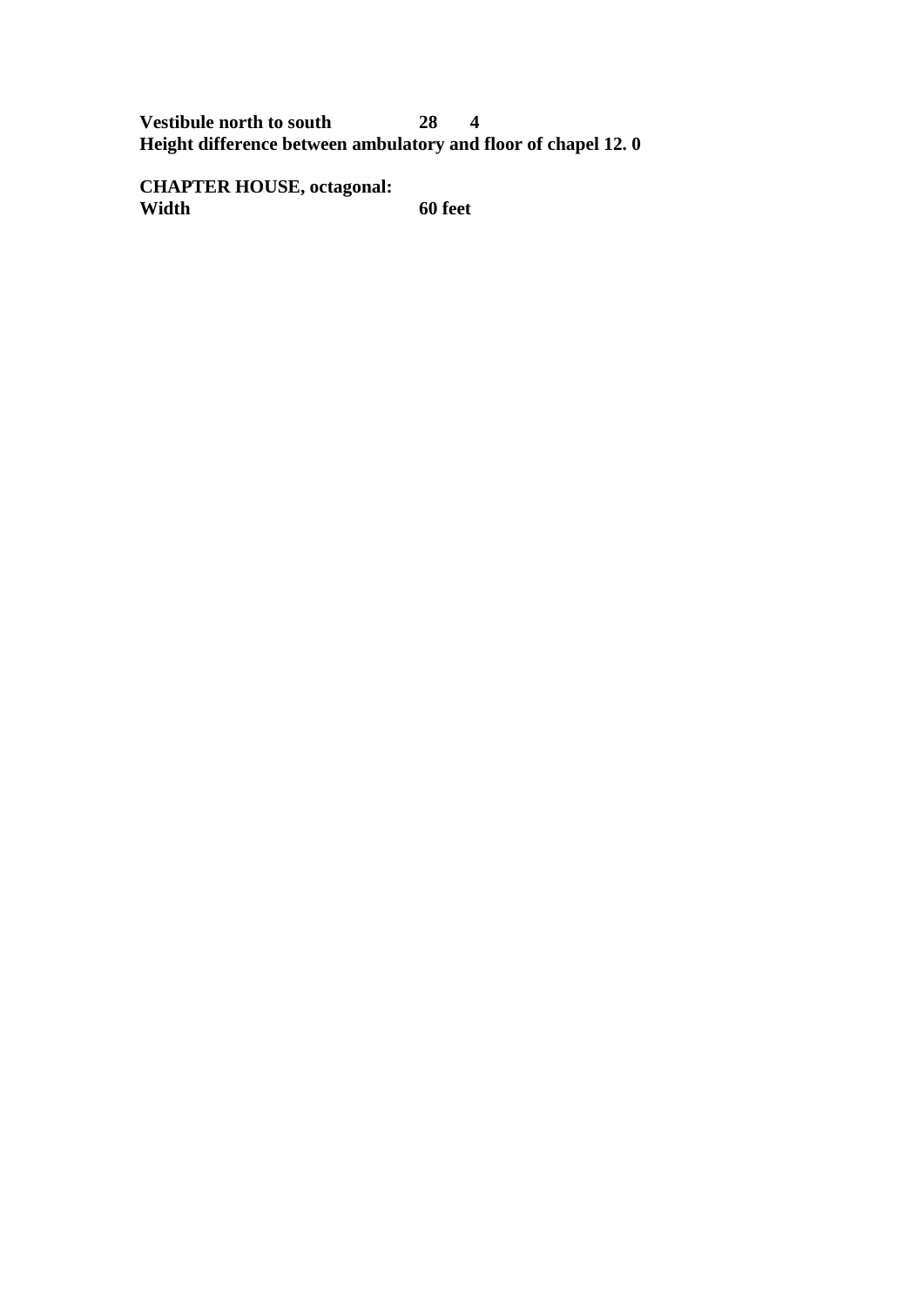**Vestibule north to south 28 4**
**Height difference between ambulatory and floor of chapel 12. 0**

**CHAPTER HOUSE, octagonal:**
**Width 60 feet**